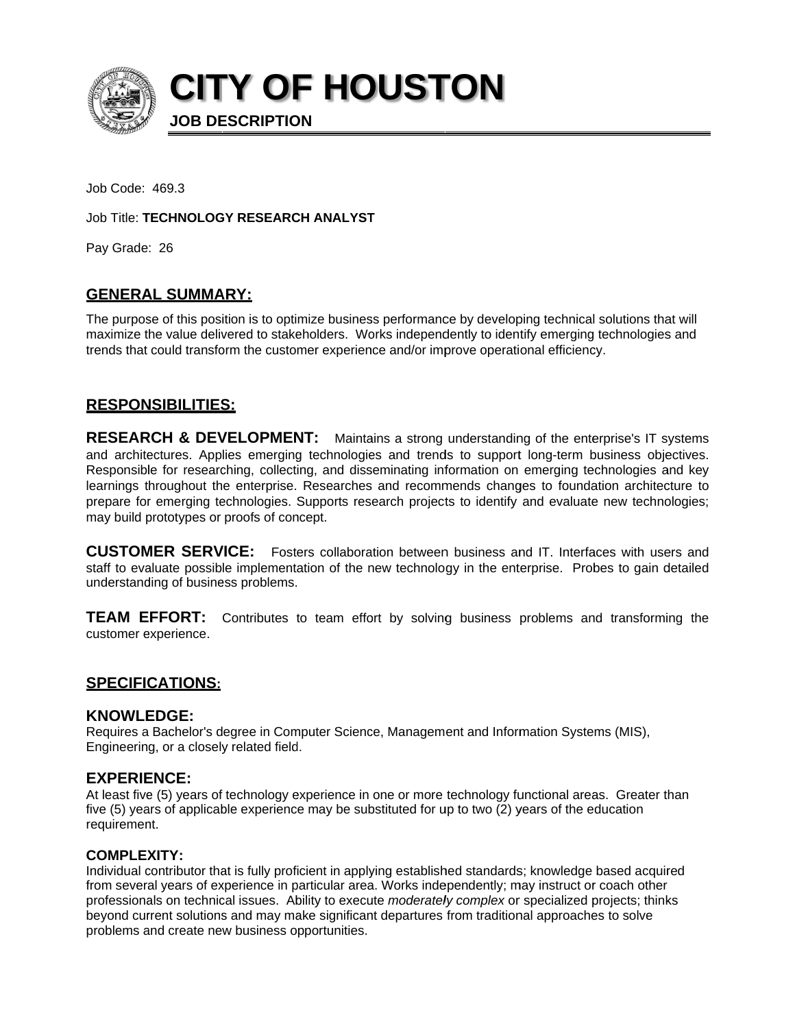# CITY OF HOUSTON

**JOB DESCRIPTION**

Job Code: 469.3

Job Title: **TECHNOLOGY RESEARCH ANALYST**

Pay Grade: 26

## GENERAL SUMMARY:

The purpose of this position is to optimize business performance by developing technical solutions that will maximize the value delivered to stakeholders. Works independently to identify emerging technologies and trends that could transform the customer experience and/or improve operational efficiency.

## RESPONSIBILITIES:

**RESEARCH & DEVELOPMENT:** Maintains a strong understanding of the enterprise's IT systems and architectures. Applies emerging technologies and trends to support long-term business objectives. Responsible for researching, collecting, and disseminating information on emerging technologies and key learnings throughout the enterprise. Researches and recommends changes to foundation architecture to prepare for emerging technologies. Supports research projects to identify and evaluate new technologies; may build prototypes or proofs of concept.

**CUSTOMER SERVICE:** Fosters collaboration between business and IT. Interfaces with users and staff to evaluate possible implementation of the new technology in the enterprise. Probes to gain detailed understanding of business problems.

**TEAM EFFORT:** Contributes to team effort by solving business problems and transforming the customer experience.

## SPECIFICATIONS:

### KNOWLEDGE:

Requires a Bachelor's degree in Computer Science, Management and Information Systems (MIS), Engineering, or a closely related field.

### EXPERIENCE:

At least five (5) years of technology experience in one or more technology functional areas. Greater than five (5) years of applicable experience may be substituted for up to two (2) years of the education requirement.

### COMPLEXITY:

Individual contributor that is fully proficient in applying established standards; knowledge based acquired from several years of experience in particular area. Works independently; may instruct or coach other professionals on technical issues. Ability to execute *moderately complex* or specialized projects; thinks beyond current solutions and may make significant departures from traditional approaches to solve problems and create new business opportunities.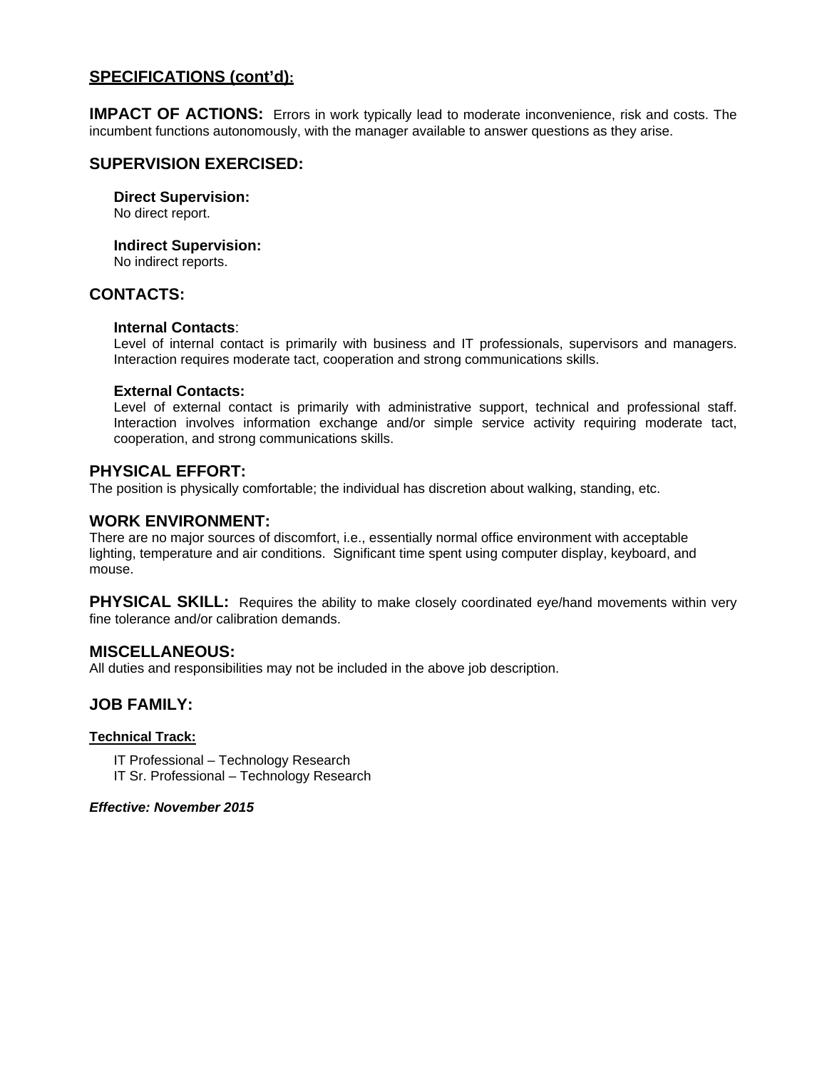## SPECIFICATIONS (cont'd):

**IMPACT OF ACTIONS:** Errors in work typically lead to moderate inconvenience, risk and costs. The incumbent functions autonomously, with the manager available to answer questions as they arise.

### SUPERVISION EXERCISED:

**Direct Supervision:**
No direct report.

**Indirect Supervision:**
No indirect reports.

### CONTACTS:

**Internal Contacts**:
Level of internal contact is primarily with business and IT professionals, supervisors and managers. Interaction requires moderate tact, cooperation and strong communications skills.

**External Contacts:**
Level of external contact is primarily with administrative support, technical and professional staff. Interaction involves information exchange and/or simple service activity requiring moderate tact, cooperation, and strong communications skills.

### PHYSICAL EFFORT:

The position is physically comfortable; the individual has discretion about walking, standing, etc.

### WORK ENVIRONMENT:

There are no major sources of discomfort, i.e., essentially normal office environment with acceptable lighting, temperature and air conditions. Significant time spent using computer display, keyboard, and mouse.

**PHYSICAL SKILL:** Requires the ability to make closely coordinated eye/hand movements within very fine tolerance and/or calibration demands.

### MISCELLANEOUS:

All duties and responsibilities may not be included in the above job description.

### JOB FAMILY:

**Technical Track:**

IT Professional – Technology Research
IT Sr. Professional – Technology Research

***Effective: November 2015***